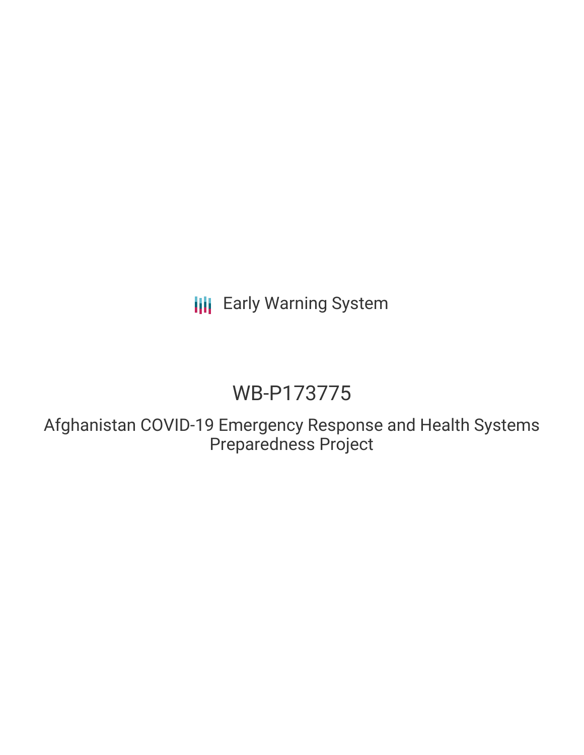Early Warning System

# WB-P173775

## Afghanistan COVID-19 Emergency Response and Health Systems Preparedness Project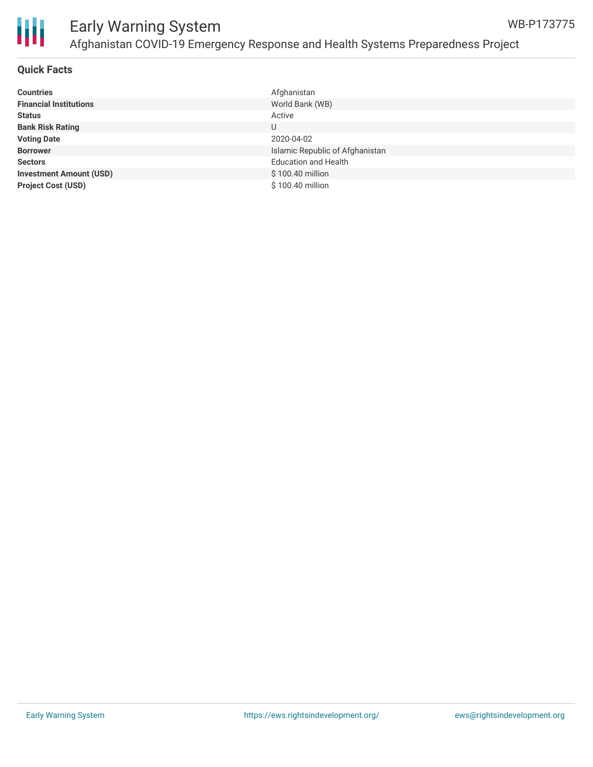## Quick Facts

| | |
|---|---|
| **Countries** | Afghanistan |
| **Financial Institutions** | World Bank (WB) |
| **Status** | Active |
| **Bank Risk Rating** | U |
| **Voting Date** | 2020-04-02 |
| **Borrower** | Islamic Republic of Afghanistan |
| **Sectors** | Education and Health |
| **Investment Amount (USD)** | $ 100.40 million |
| **Project Cost (USD)** | $ 100.40 million |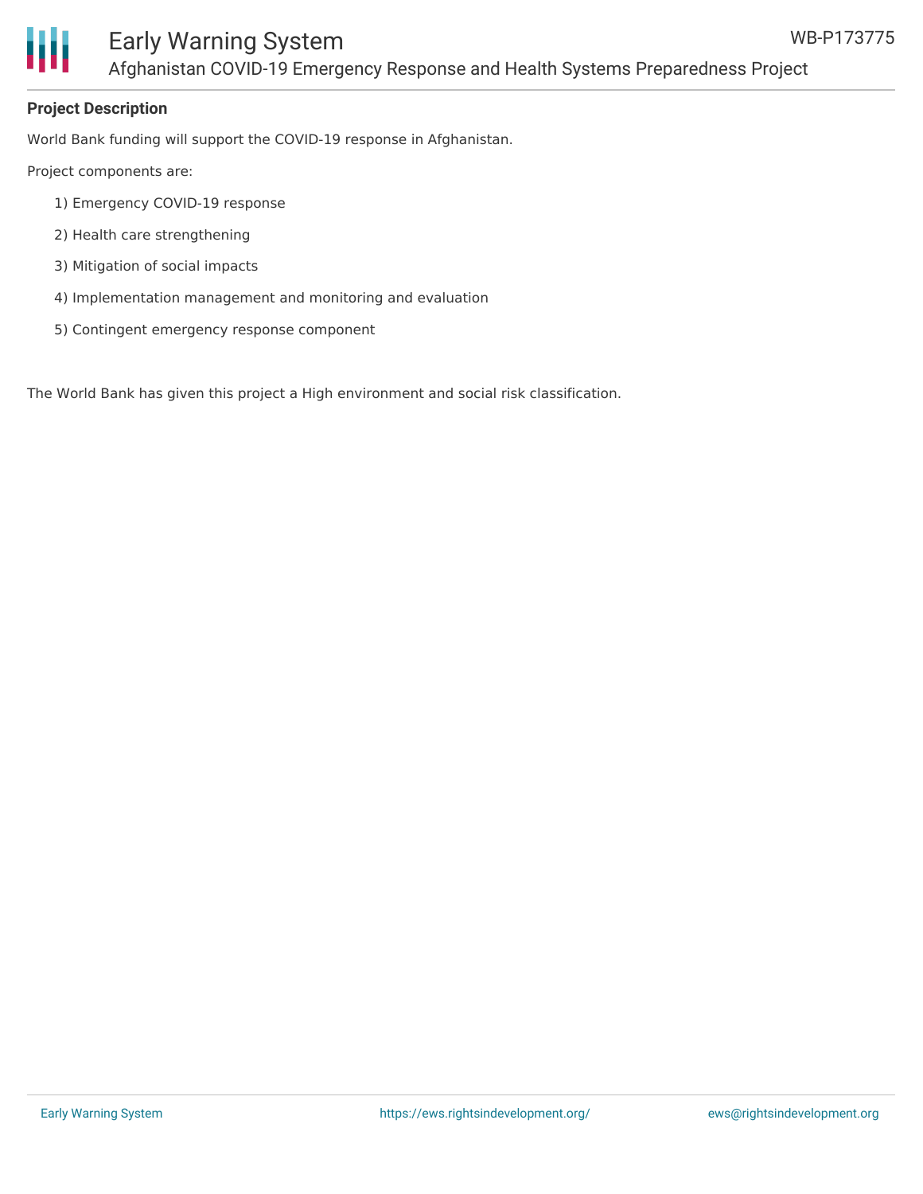**Project Description**

World Bank funding will support the COVID-19 response in Afghanistan.

Project components are:

1) Emergency COVID-19 response
2) Health care strengthening
3) Mitigation of social impacts
4) Implementation management and monitoring and evaluation
5) Contingent emergency response component

The World Bank has given this project a High environment and social risk classification.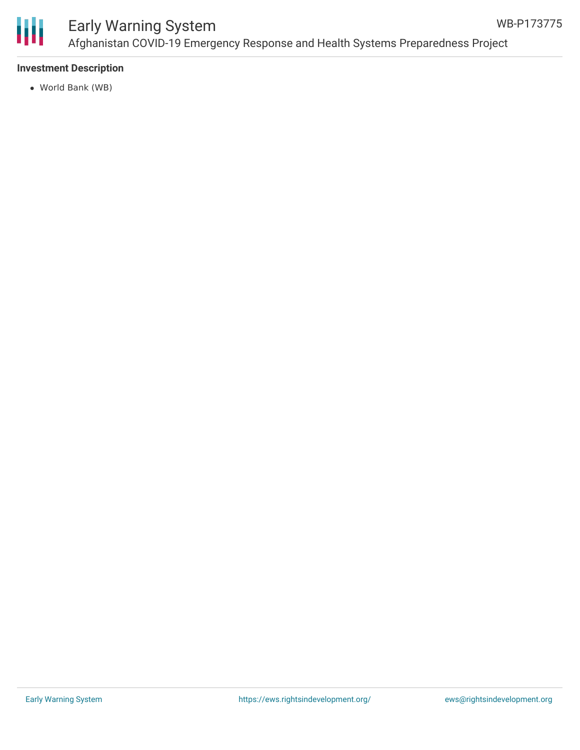### Investment Description

- World Bank (WB)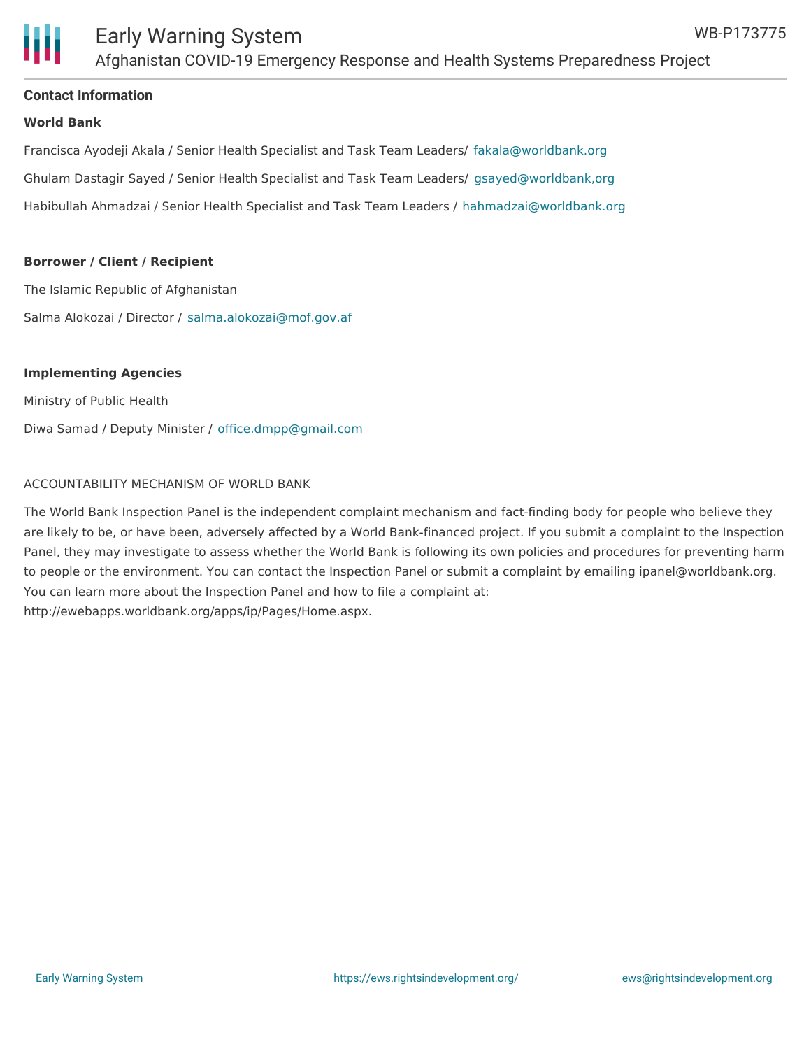## Contact Information

**World Bank**

Francisca Ayodeji Akala / Senior Health Specialist and Task Team Leaders/ fakala@worldbank.org

Ghulam Dastagir Sayed / Senior Health Specialist and Task Team Leaders/ gsayed@worldbank,org

Habibullah Ahmadzai / Senior Health Specialist and Task Team Leaders / hahmadzai@worldbank.org

**Borrower / Client / Recipient**

The Islamic Republic of Afghanistan

Salma Alokozai / Director / salma.alokozai@mof.gov.af

**Implementing Agencies**

Ministry of Public Health

Diwa Samad / Deputy Minister / office.dmpp@gmail.com

ACCOUNTABILITY MECHANISM OF WORLD BANK

The World Bank Inspection Panel is the independent complaint mechanism and fact-finding body for people who believe they are likely to be, or have been, adversely affected by a World Bank-financed project. If you submit a complaint to the Inspection Panel, they may investigate to assess whether the World Bank is following its own policies and procedures for preventing harm to people or the environment. You can contact the Inspection Panel or submit a complaint by emailing ipanel@worldbank.org. You can learn more about the Inspection Panel and how to file a complaint at: http://ewebapps.worldbank.org/apps/ip/Pages/Home.aspx.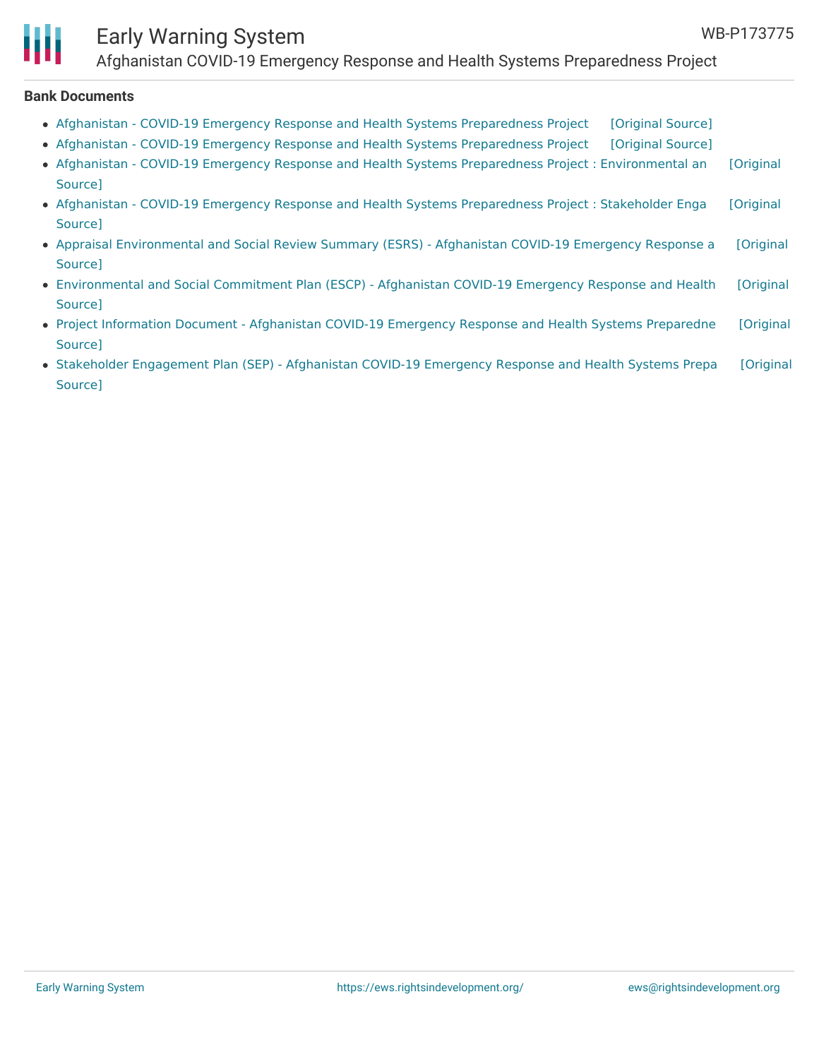**Bank Documents**

- Afghanistan - COVID-19 Emergency Response and Health Systems Preparedness Project [Original Source]
- Afghanistan - COVID-19 Emergency Response and Health Systems Preparedness Project [Original Source]
- Afghanistan - COVID-19 Emergency Response and Health Systems Preparedness Project : Environmental an [Original Source]
- Afghanistan - COVID-19 Emergency Response and Health Systems Preparedness Project : Stakeholder Enga [Original Source]
- Appraisal Environmental and Social Review Summary (ESRS) - Afghanistan COVID-19 Emergency Response a [Original Source]
- Environmental and Social Commitment Plan (ESCP) - Afghanistan COVID-19 Emergency Response and Health [Original Source]
- Project Information Document - Afghanistan COVID-19 Emergency Response and Health Systems Preparedne [Original Source]
- Stakeholder Engagement Plan (SEP) - Afghanistan COVID-19 Emergency Response and Health Systems Prepa [Original Source]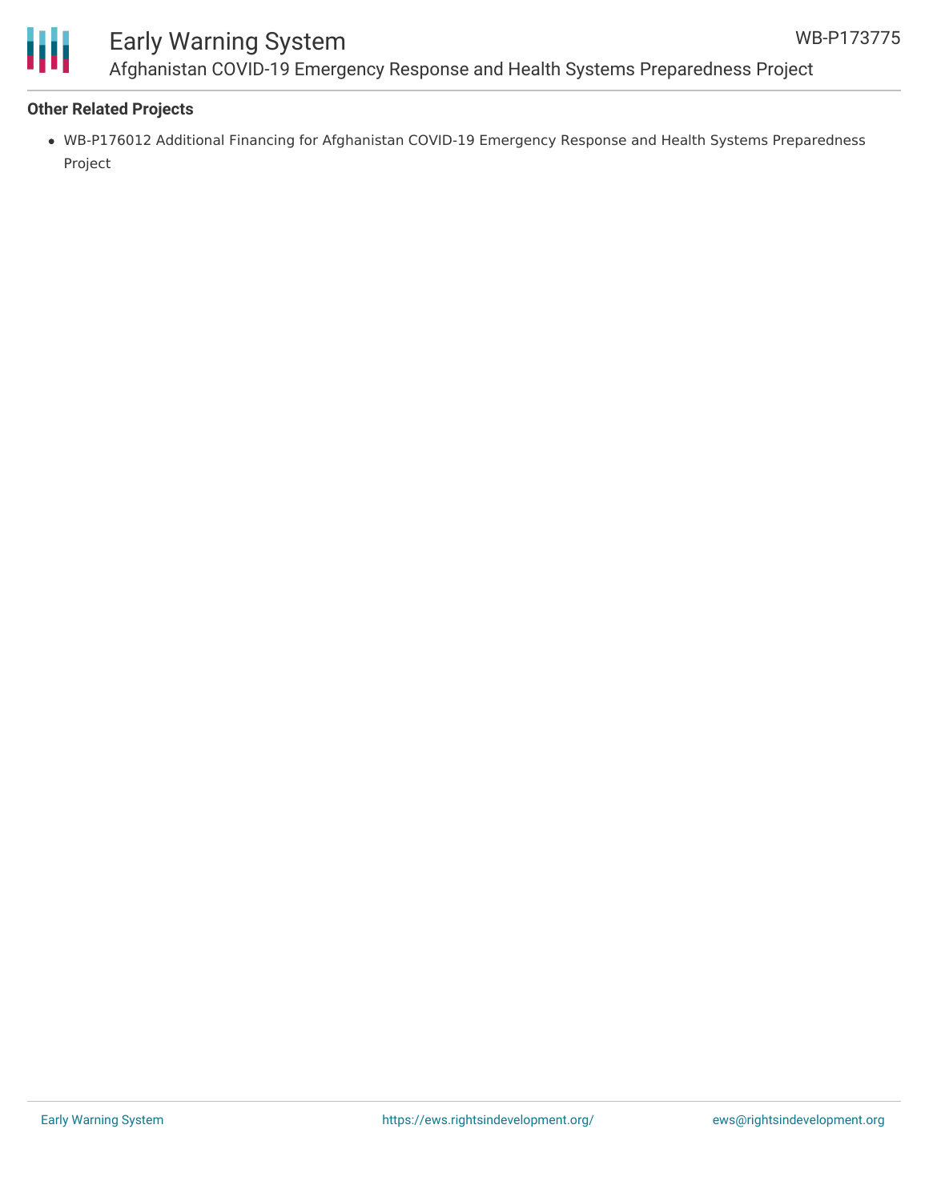**Other Related Projects**

- WB-P176012 Additional Financing for Afghanistan COVID-19 Emergency Response and Health Systems Preparedness Project